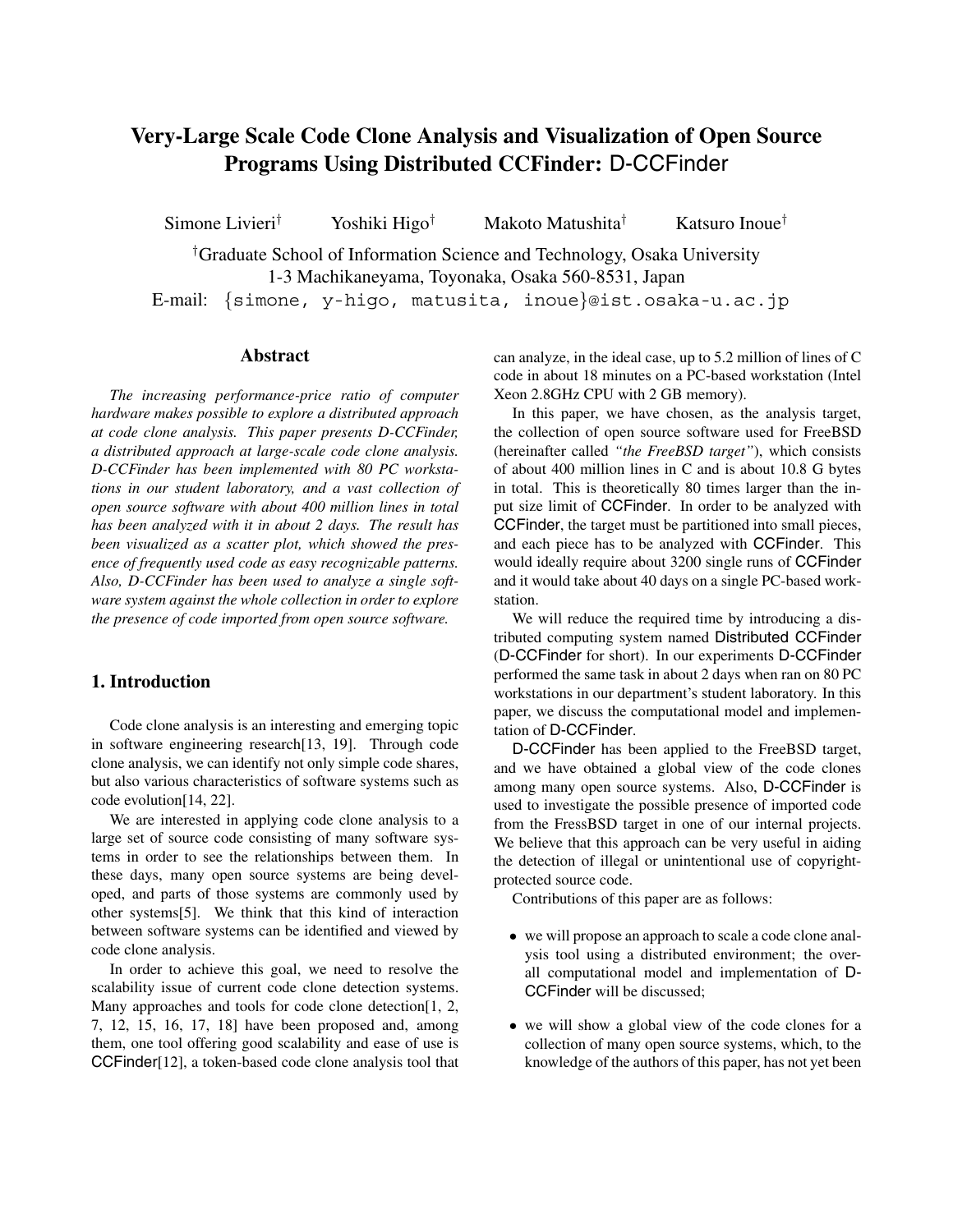# Very-Large Scale Code Clone Analysis and Visualization of Open Source Programs Using Distributed CCFinder: D-CCFinder

Simone Livieri[†] Yoshiki Higo[†] Makoto Matushita[†] Katsuro Inoue[†]

[†]Graduate School of Information Science and Technology, Osaka University
1-3 Machikaneyama, Toyonaka, Osaka 560-8531, Japan
E-mail: {simone, y-higo, matusita, inoue}@ist.osaka-u.ac.jp

## Abstract

*The increasing performance-price ratio of computer hardware makes possible to explore a distributed approach at code clone analysis. This paper presents D-CCFinder, a distributed approach at large-scale code clone analysis. D-CCFinder has been implemented with 80 PC workstations in our student laboratory, and a vast collection of open source software with about 400 million lines in total has been analyzed with it in about 2 days. The result has been visualized as a scatter plot, which showed the presence of frequently used code as easy recognizable patterns. Also, D-CCFinder has been used to analyze a single software system against the whole collection in order to explore the presence of code imported from open source software.*

## 1. Introduction

Code clone analysis is an interesting and emerging topic in software engineering research[13, 19]. Through code clone analysis, we can identify not only simple code shares, but also various characteristics of software systems such as code evolution[14, 22].

We are interested in applying code clone analysis to a large set of source code consisting of many software systems in order to see the relationships between them. In these days, many open source systems are being developed, and parts of those systems are commonly used by other systems[5]. We think that this kind of interaction between software systems can be identified and viewed by code clone analysis.

In order to achieve this goal, we need to resolve the scalability issue of current code clone detection systems. Many approaches and tools for code clone detection[1, 2, 7, 12, 15, 16, 17, 18] have been proposed and, among them, one tool offering good scalability and ease of use is CCFinder[12], a token-based code clone analysis tool that can analyze, in the ideal case, up to 5.2 million of lines of C code in about 18 minutes on a PC-based workstation (Intel Xeon 2.8GHz CPU with 2 GB memory).

In this paper, we have chosen, as the analysis target, the collection of open source software used for FreeBSD (hereinafter called *"the FreeBSD target"*), which consists of about 400 million lines in C and is about 10.8 G bytes in total. This is theoretically 80 times larger than the input size limit of CCFinder. In order to be analyzed with CCFinder, the target must be partitioned into small pieces, and each piece has to be analyzed with CCFinder. This would ideally require about 3200 single runs of CCFinder and it would take about 40 days on a single PC-based workstation.

We will reduce the required time by introducing a distributed computing system named Distributed CCFinder (D-CCFinder for short). In our experiments D-CCFinder performed the same task in about 2 days when ran on 80 PC workstations in our department's student laboratory. In this paper, we discuss the computational model and implementation of D-CCFinder.

D-CCFinder has been applied to the FreeBSD target, and we have obtained a global view of the code clones among many open source systems. Also, D-CCFinder is used to investigate the possible presence of imported code from the FressBSD target in one of our internal projects. We believe that this approach can be very useful in aiding the detection of illegal or unintentional use of copyright-protected source code.

Contributions of this paper are as follows:

- we will propose an approach to scale a code clone analysis tool using a distributed environment; the overall computational model and implementation of D-CCFinder will be discussed;
- we will show a global view of the code clones for a collection of many open source systems, which, to the knowledge of the authors of this paper, has not yet been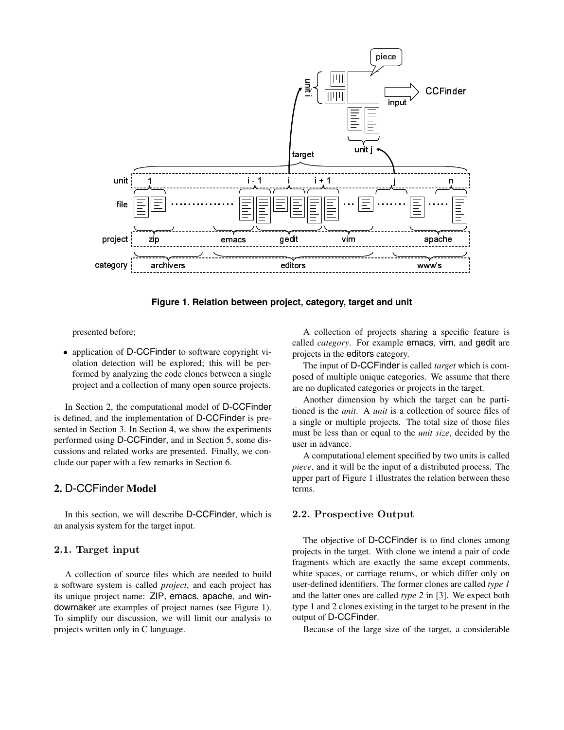**Figure 1. Relation between project, category, target and unit**

presented before;

- application of D-CCFinder to software copyright violation detection will be explored; this will be performed by analyzing the code clones between a single project and a collection of many open source projects.

In Section 2, the computational model of D-CCFinder is defined, and the implementation of D-CCFinder is presented in Section 3. In Section 4, we show the experiments performed using D-CCFinder, and in Section 5, some discussions and related works are presented. Finally, we conclude our paper with a few remarks in Section 6.

## 2. D-CCFinder Model

In this section, we will describe D-CCFinder, which is an analysis system for the target input.

### 2.1. Target input

A collection of source files which are needed to build a software system is called *project*, and each project has its unique project name: ZIP, emacs, apache, and windowmaker are examples of project names (see Figure 1). To simplify our discussion, we will limit our analysis to projects written only in C language.

A collection of projects sharing a specific feature is called *category*. For example emacs, vim, and gedit are projects in the editors category.

The input of D-CCFinder is called *target* which is composed of multiple unique categories. We assume that there are no duplicated categories or projects in the target.

Another dimension by which the target can be partitioned is the *unit*. A *unit* is a collection of source files of a single or multiple projects. The total size of those files must be less than or equal to the *unit size*, decided by the user in advance.

A computational element specified by two units is called *piece*, and it will be the input of a distributed process. The upper part of Figure 1 illustrates the relation between these terms.

### 2.2. Prospective Output

The objective of D-CCFinder is to find clones among projects in the target. With clone we intend a pair of code fragments which are exactly the same except comments, white spaces, or carriage returns, or which differ only on user-defined identifiers. The former clones are called *type 1* and the latter ones are called *type 2* in [3]. We expect both type 1 and 2 clones existing in the target to be present in the output of D-CCFinder.

Because of the large size of the target, a considerable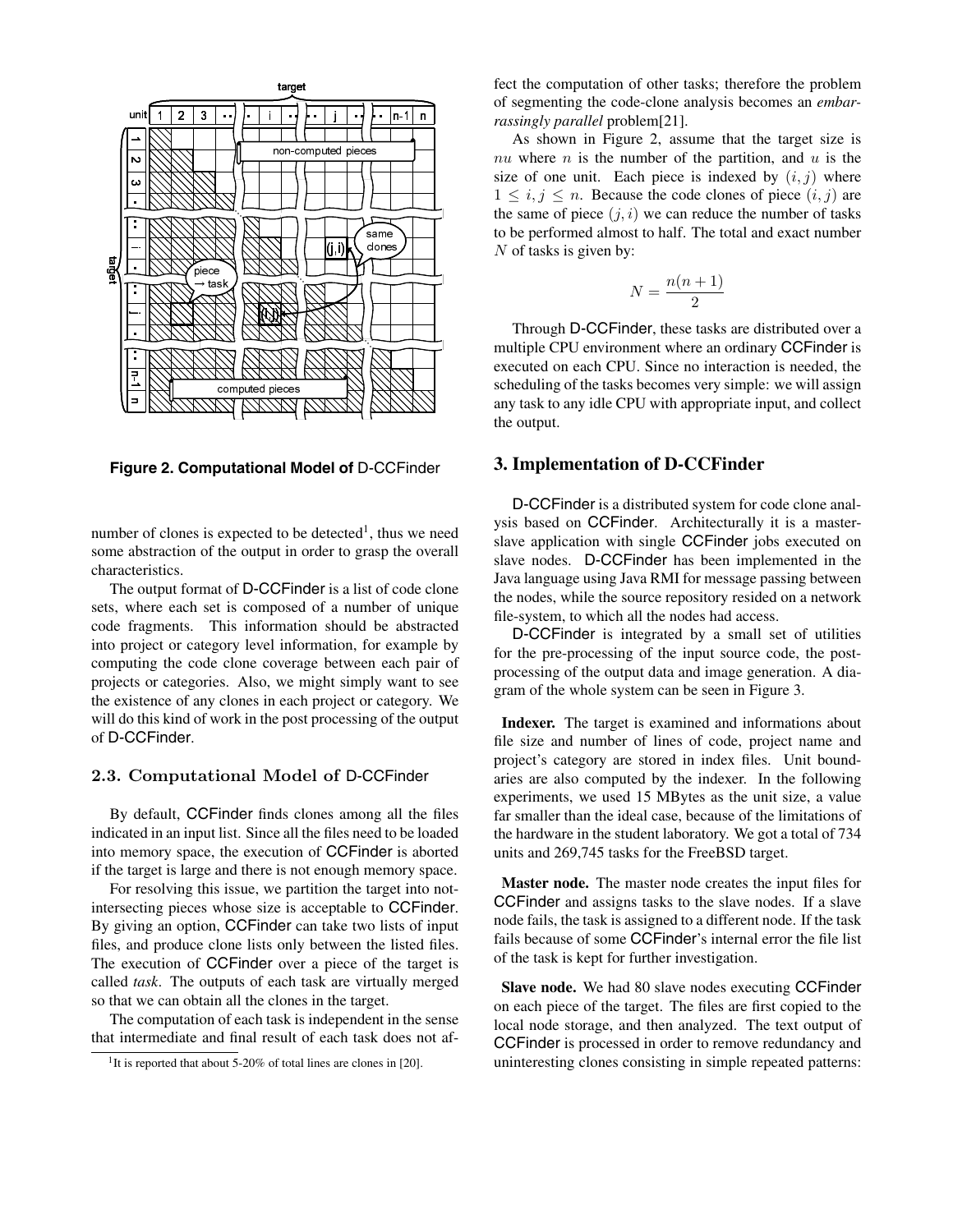Figure 2. Computational Model of D-CCFinder

number of clones is expected to be detected[1], thus we need some abstraction of the output in order to grasp the overall characteristics.

The output format of D-CCFinder is a list of code clone sets, where each set is composed of a number of unique code fragments. This information should be abstracted into project or category level information, for example by computing the code clone coverage between each pair of projects or categories. Also, we might simply want to see the existence of any clones in each project or category. We will do this kind of work in the post processing of the output of D-CCFinder.

### 2.3. Computational Model of D-CCFinder

By default, CCFinder finds clones among all the files indicated in an input list. Since all the files need to be loaded into memory space, the execution of CCFinder is aborted if the target is large and there is not enough memory space.

For resolving this issue, we partition the target into not-intersecting pieces whose size is acceptable to CCFinder. By giving an option, CCFinder can take two lists of input files, and produce clone lists only between the listed files. The execution of CCFinder over a piece of the target is called *task*. The outputs of each task are virtually merged so that we can obtain all the clones in the target.

The computation of each task is independent in the sense that intermediate and final result of each task does not affect the computation of other tasks; therefore the problem of segmenting the code-clone analysis becomes an *embarrassingly parallel* problem[21].

As shown in Figure 2, assume that the target size is $nu$ where $n$ is the number of the partition, and $u$ is the size of one unit. Each piece is indexed by $(i, j)$ where $1 \leq i, j \leq n$. Because the code clones of piece $(i, j)$ are the same of piece $(j, i)$ we can reduce the number of tasks to be performed almost to half. The total and exact number $N$ of tasks is given by:

$$N = \frac{n(n+1)}{2}$$

Through D-CCFinder, these tasks are distributed over a multiple CPU environment where an ordinary CCFinder is executed on each CPU. Since no interaction is needed, the scheduling of the tasks becomes very simple: we will assign any task to any idle CPU with appropriate input, and collect the output.

## 3. Implementation of D-CCFinder

D-CCFinder is a distributed system for code clone analysis based on CCFinder. Architecturally it is a master-slave application with single CCFinder jobs executed on slave nodes. D-CCFinder has been implemented in the Java language using Java RMI for message passing between the nodes, while the source repository resided on a network file-system, to which all the nodes had access.

D-CCFinder is integrated by a small set of utilities for the pre-processing of the input source code, the post-processing of the output data and image generation. A diagram of the whole system can be seen in Figure 3.

**Indexer.** The target is examined and informations about file size and number of lines of code, project name and project's category are stored in index files. Unit boundaries are also computed by the indexer. In the following experiments, we used 15 MBytes as the unit size, a value far smaller than the ideal case, because of the limitations of the hardware in the student laboratory. We got a total of 734 units and 269,745 tasks for the FreeBSD target.

**Master node.** The master node creates the input files for CCFinder and assigns tasks to the slave nodes. If a slave node fails, the task is assigned to a different node. If the task fails because of some CCFinder's internal error the file list of the task is kept for further investigation.

**Slave node.** We had 80 slave nodes executing CCFinder on each piece of the target. The files are first copied to the local node storage, and then analyzed. The text output of CCFinder is processed in order to remove redundancy and uninteresting clones consisting in simple repeated patterns:

[1] It is reported that about 5-20% of total lines are clones in [20].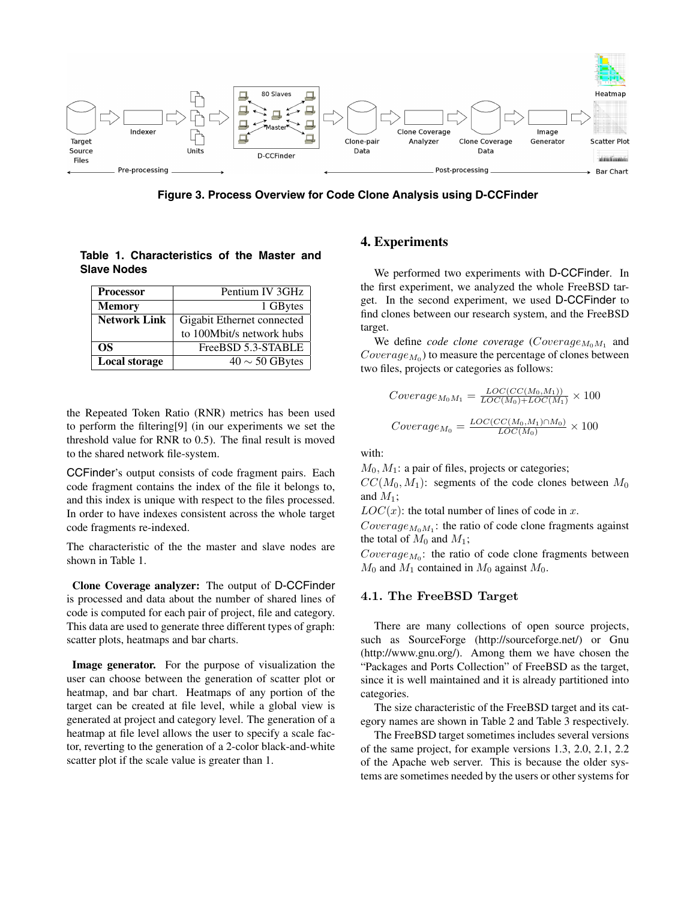Figure 3. Process Overview for Code Clone Analysis using D-CCFinder

**Table 1. Characteristics of the Master and Slave Nodes**

| **Processor** | Pentium IV 3GHz |
|---|---|
| **Memory** | 1 GBytes |
| **Network Link** | Gigabit Ethernet connected to 100Mbit/s network hubs |
| **OS** | FreeBSD 5.3-STABLE |
| **Local storage** | 40 ∼ 50 GBytes |

the Repeated Token Ratio (RNR) metrics has been used to perform the filtering[9] (in our experiments we set the threshold value for RNR to 0.5). The final result is moved to the shared network file-system.

CCFinder's output consists of code fragment pairs. Each code fragment contains the index of the file it belongs to, and this index is unique with respect to the files processed. In order to have indexes consistent across the whole target code fragments re-indexed.

The characteristic of the the master and slave nodes are shown in Table 1.

**Clone Coverage analyzer:** The output of D-CCFinder is processed and data about the number of shared lines of code is computed for each pair of project, file and category. This data are used to generate three different types of graph: scatter plots, heatmaps and bar charts.

**Image generator.** For the purpose of visualization the user can choose between the generation of scatter plot or heatmap, and bar chart. Heatmaps of any portion of the target can be created at file level, while a global view is generated at project and category level. The generation of a heatmap at file level allows the user to specify a scale factor, reverting to the generation of a 2-color black-and-white scatter plot if the scale value is greater than 1.

## 4. Experiments

We performed two experiments with D-CCFinder. In the first experiment, we analyzed the whole FreeBSD target. In the second experiment, we used D-CCFinder to find clones between our research system, and the FreeBSD target.

We define *code clone coverage* ($Coverage_{M_0 M_1}$ and $Coverage_{M_0}$) to measure the percentage of clones between two files, projects or categories as follows:

$$Coverage_{M_0 M_1} = \frac{LOC(CC(M_0, M_1))}{LOC(M_0) + LOC(M_1)} \times 100$$

$$Coverage_{M_0} = \frac{LOC(CC(M_0, M_1) \cap M_0)}{LOC(M_0)} \times 100$$

with:

$M_0, M_1$: a pair of files, projects or categories;
$CC(M_0, M_1)$: segments of the code clones between $M_0$ and $M_1$;
$LOC(x)$: the total number of lines of code in $x$.
$Coverage_{M_0 M_1}$: the ratio of code clone fragments against the total of $M_0$ and $M_1$;
$Coverage_{M_0}$: the ratio of code clone fragments between $M_0$ and $M_1$ contained in $M_0$ against $M_0$.

### 4.1. The FreeBSD Target

There are many collections of open source projects, such as SourceForge (http://sourceforge.net/) or Gnu (http://www.gnu.org/). Among them we have chosen the "Packages and Ports Collection" of FreeBSD as the target, since it is well maintained and it is already partitioned into categories.

The size characteristic of the FreeBSD target and its category names are shown in Table 2 and Table 3 respectively.

The FreeBSD target sometimes includes several versions of the same project, for example versions 1.3, 2.0, 2.1, 2.2 of the Apache web server. This is because the older systems are sometimes needed by the users or other systems for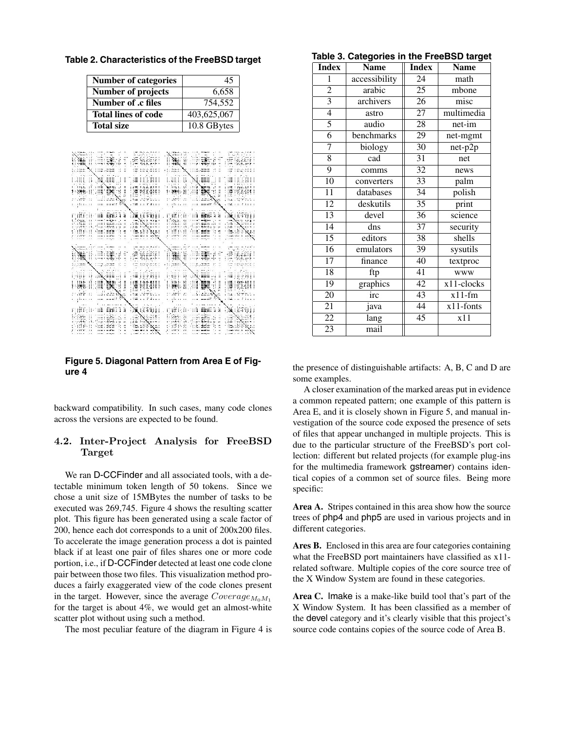**Table 2. Characteristics of the FreeBSD target**

| | |
|---|---|
| **Number of categories** | 45 |
| **Number of projects** | 6,658 |
| **Number of .c files** | 754,552 |
| **Total lines of code** | 403,625,067 |
| **Total size** | 10.8 GBytes |

**Figure 5. Diagonal Pattern from Area E of Figure 4**

backward compatibility. In such cases, many code clones across the versions are expected to be found.

### 4.2. Inter-Project Analysis for FreeBSD Target

We ran D-CCFinder and all associated tools, with a detectable minimum token length of 50 tokens. Since we chose a unit size of 15MBytes the number of tasks to be executed was 269,745. Figure 4 shows the resulting scatter plot. This figure has been generated using a scale factor of 200, hence each dot corresponds to a unit of 200x200 files. To accelerate the image generation process a dot is painted black if at least one pair of files shares one or more code portion, i.e., if D-CCFinder detected at least one code clone pair between those two files. This visualization method produces a fairly exaggerated view of the code clones present in the target. However, since the average $Coverage_{M_0 M_1}$ for the target is about 4%, we would get an almost-white scatter plot without using such a method.

The most peculiar feature of the diagram in Figure 4 is the presence of distinguishable artifacts: A, B, C and D are some examples.

**Table 3. Categories in the FreeBSD target**

| Index | Name | Index | Name |
|---|---|---|---|
| 1 | accessibility | 24 | math |
| 2 | arabic | 25 | mbone |
| 3 | archivers | 26 | misc |
| 4 | astro | 27 | multimedia |
| 5 | audio | 28 | net-im |
| 6 | benchmarks | 29 | net-mgmt |
| 7 | biology | 30 | net-p2p |
| 8 | cad | 31 | net |
| 9 | comms | 32 | news |
| 10 | converters | 33 | palm |
| 11 | databases | 34 | polish |
| 12 | deskutils | 35 | print |
| 13 | devel | 36 | science |
| 14 | dns | 37 | security |
| 15 | editors | 38 | shells |
| 16 | emulators | 39 | sysutils |
| 17 | finance | 40 | textproc |
| 18 | ftp | 41 | www |
| 19 | graphics | 42 | x11-clocks |
| 20 | irc | 43 | x11-fm |
| 21 | java | 44 | x11-fonts |
| 22 | lang | 45 | x11 |
| 23 | mail | | |

A closer examination of the marked areas put in evidence a common repeated pattern; one example of this pattern is Area E, and it is closely shown in Figure 5, and manual investigation of the source code exposed the presence of sets of files that appear unchanged in multiple projects. This is due to the particular structure of the FreeBSD's port collection: different but related projects (for example plug-ins for the multimedia framework gstreamer) contains identical copies of a common set of source files. Being more specific:

**Area A.** Stripes contained in this area show how the source trees of php4 and php5 are used in various projects and in different categories.

**Ares B.** Enclosed in this area are four categories containing what the FreeBSD port maintainers have classified as x11-related software. Multiple copies of the core source tree of the X Window System are found in these categories.

**Area C.** Imake is a make-like build tool that's part of the X Window System. It has been classified as a member of the devel category and it's clearly visible that this project's source code contains copies of the source code of Area B.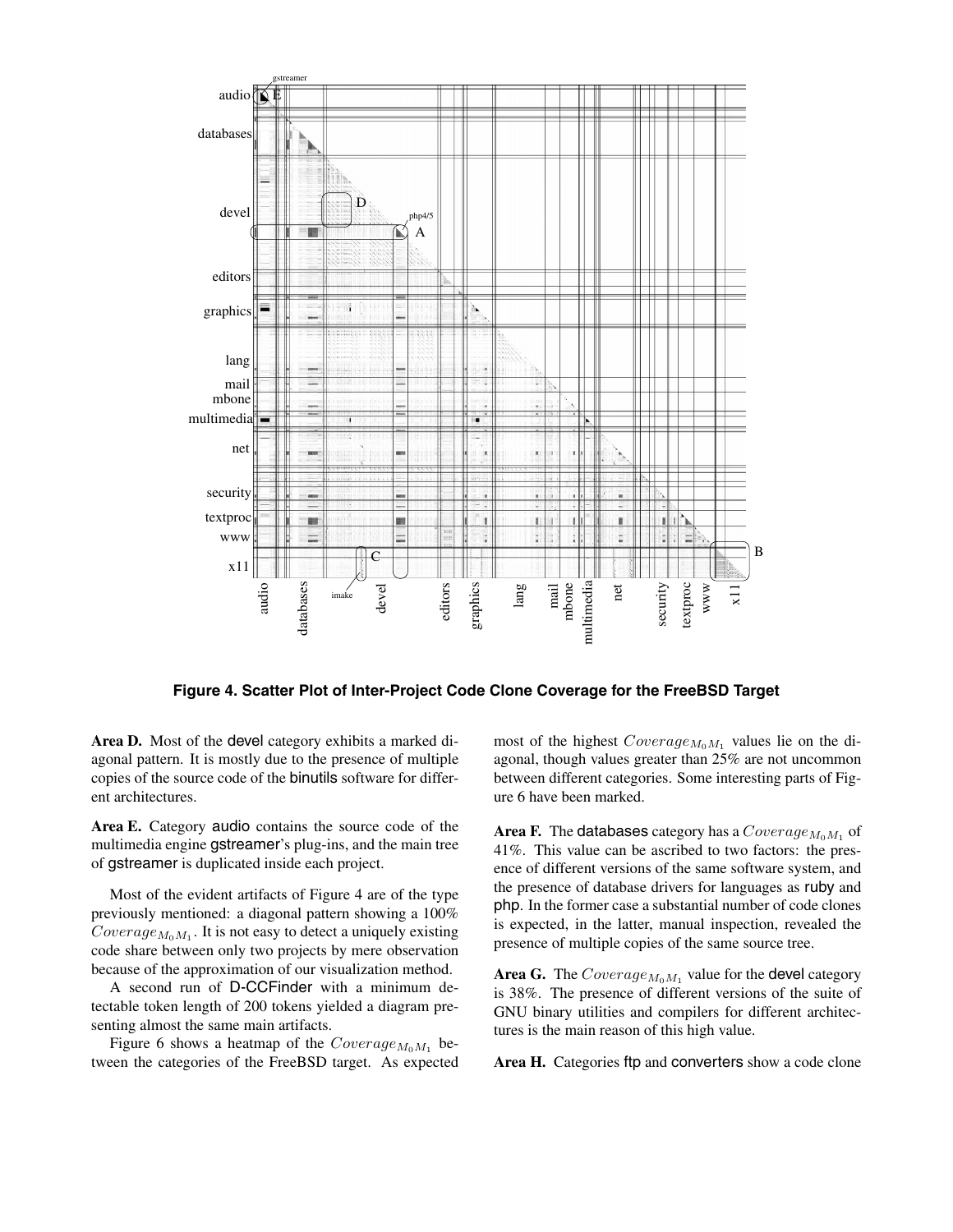**Figure 4. Scatter Plot of Inter-Project Code Clone Coverage for the FreeBSD Target**

**Area D.** Most of the devel category exhibits a marked diagonal pattern. It is mostly due to the presence of multiple copies of the source code of the binutils software for different architectures.

**Area E.** Category audio contains the source code of the multimedia engine gstreamer's plug-ins, and the main tree of gstreamer is duplicated inside each project.

Most of the evident artifacts of Figure 4 are of the type previously mentioned: a diagonal pattern showing a 100% $Coverage_{M_0M_1}$. It is not easy to detect a uniquely existing code share between only two projects by mere observation because of the approximation of our visualization method.

A second run of D-CCFinder with a minimum detectable token length of 200 tokens yielded a diagram presenting almost the same main artifacts.

Figure 6 shows a heatmap of the $Coverage_{M_0M_1}$ between the categories of the FreeBSD target. As expected most of the highest $Coverage_{M_0M_1}$ values lie on the diagonal, though values greater than 25% are not uncommon between different categories. Some interesting parts of Figure 6 have been marked.

**Area F.** The databases category has a $Coverage_{M_0M_1}$ of 41%. This value can be ascribed to two factors: the presence of different versions of the same software system, and the presence of database drivers for languages as ruby and php. In the former case a substantial number of code clones is expected, in the latter, manual inspection, revealed the presence of multiple copies of the same source tree.

**Area G.** The $Coverage_{M_0M_1}$ value for the devel category is 38%. The presence of different versions of the suite of GNU binary utilities and compilers for different architectures is the main reason of this high value.

**Area H.** Categories ftp and converters show a code clone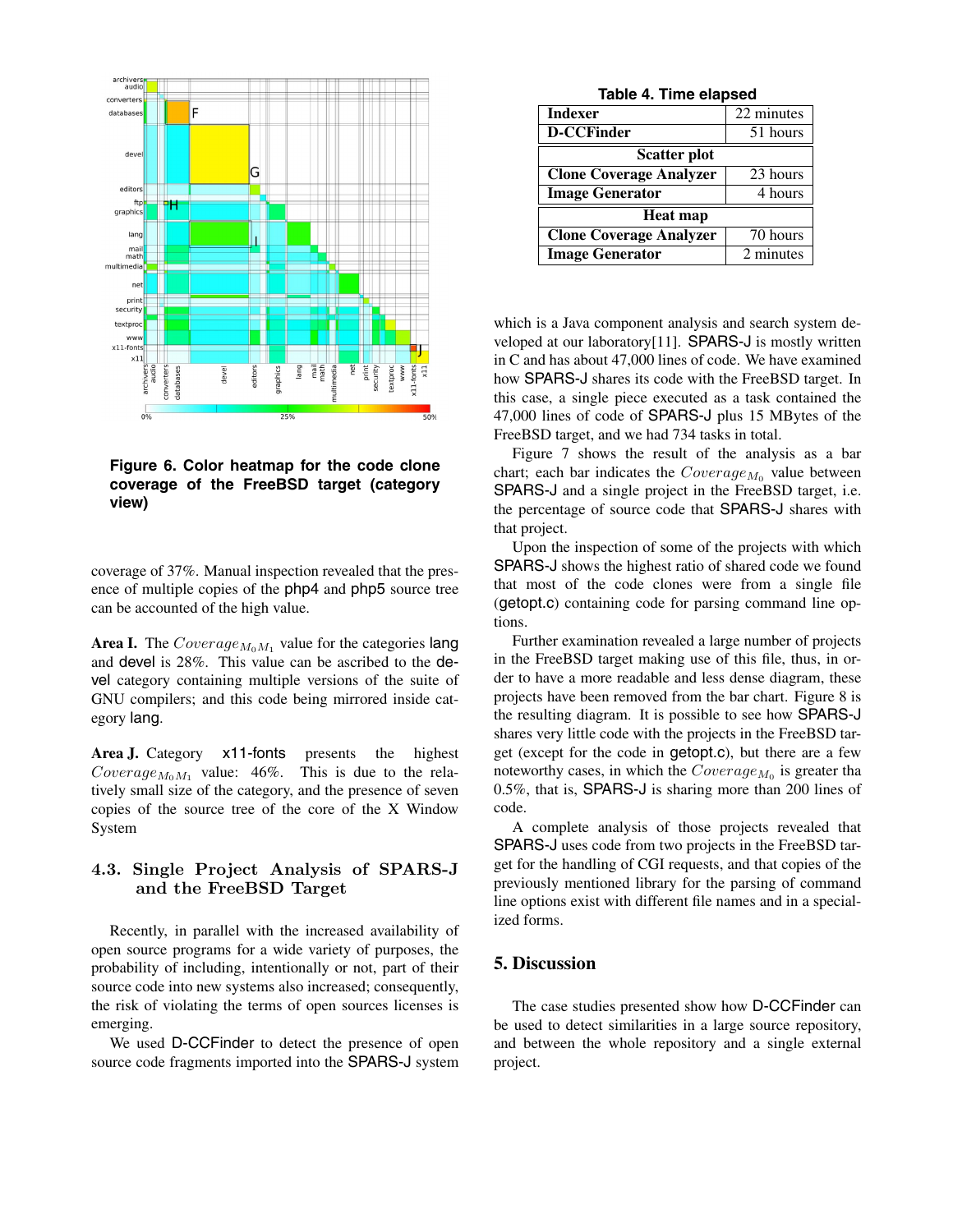Figure 6. Color heatmap for the code clone coverage of the FreeBSD target (category view)

coverage of 37%. Manual inspection revealed that the presence of multiple copies of the php4 and php5 source tree can be accounted of the high value.

**Area I.** The $Coverage_{M_0 M_1}$ value for the categories lang and devel is 28%. This value can be ascribed to the devel category containing multiple versions of the suite of GNU compilers; and this code being mirrored inside category lang.

**Area J.** Category x11-fonts presents the highest $Coverage_{M_0 M_1}$ value: 46%. This is due to the relatively small size of the category, and the presence of seven copies of the source tree of the core of the X Window System

### 4.3. Single Project Analysis of SPARS-J and the FreeBSD Target

Recently, in parallel with the increased availability of open source programs for a wide variety of purposes, the probability of including, intentionally or not, part of their source code into new systems also increased; consequently, the risk of violating the terms of open sources licenses is emerging.

We used D-CCFinder to detect the presence of open source code fragments imported into the SPARS-J system

**Table 4. Time elapsed**

| **Indexer** | 22 minutes |
|---|---|
| **D-CCFinder** | 51 hours |
| **Scatter plot** | |
| **Clone Coverage Analyzer** | 23 hours |
| **Image Generator** | 4 hours |
| **Heat map** | |
| **Clone Coverage Analyzer** | 70 hours |
| **Image Generator** | 2 minutes |

which is a Java component analysis and search system developed at our laboratory[11]. SPARS-J is mostly written in C and has about 47,000 lines of code. We have examined how SPARS-J shares its code with the FreeBSD target. In this case, a single piece executed as a task contained the 47,000 lines of code of SPARS-J plus 15 MBytes of the FreeBSD target, and we had 734 tasks in total.

Figure 7 shows the result of the analysis as a bar chart; each bar indicates the $Coverage_{M_0}$ value between SPARS-J and a single project in the FreeBSD target, i.e. the percentage of source code that SPARS-J shares with that project.

Upon the inspection of some of the projects with which SPARS-J shows the highest ratio of shared code we found that most of the code clones were from a single file (getopt.c) containing code for parsing command line options.

Further examination revealed a large number of projects in the FreeBSD target making use of this file, thus, in order to have a more readable and less dense diagram, these projects have been removed from the bar chart. Figure 8 is the resulting diagram. It is possible to see how SPARS-J shares very little code with the projects in the FreeBSD target (except for the code in getopt.c), but there are a few noteworthy cases, in which the $Coverage_{M_0}$ is greater tha 0.5%, that is, SPARS-J is sharing more than 200 lines of code.

A complete analysis of those projects revealed that SPARS-J uses code from two projects in the FreeBSD target for the handling of CGI requests, and that copies of the previously mentioned library for the parsing of command line options exist with different file names and in a specialized forms.

## 5. Discussion

The case studies presented show how D-CCFinder can be used to detect similarities in a large source repository, and between the whole repository and a single external project.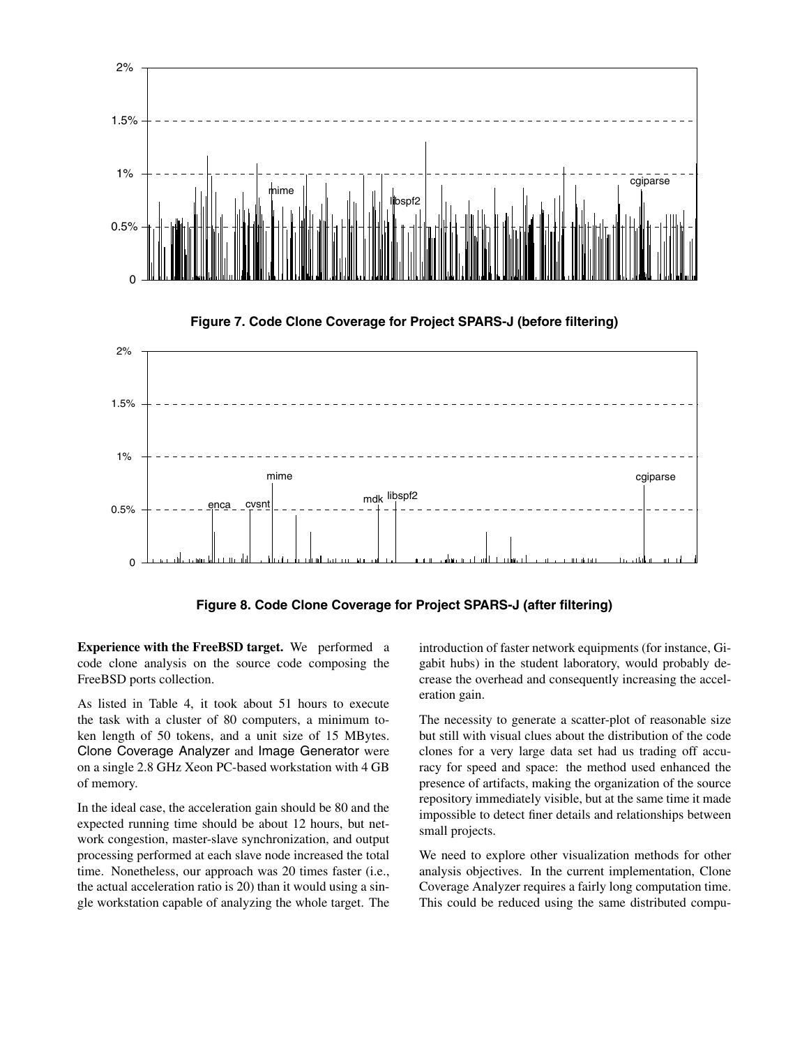**Figure 7. Code Clone Coverage for Project SPARS-J (before filtering)**

**Figure 8. Code Clone Coverage for Project SPARS-J (after filtering)**

**Experience with the FreeBSD target.** We performed a code clone analysis on the source code composing the FreeBSD ports collection.

As listed in Table 4, it took about 51 hours to execute the task with a cluster of 80 computers, a minimum token length of 50 tokens, and a unit size of 15 MBytes. Clone Coverage Analyzer and Image Generator were on a single 2.8 GHz Xeon PC-based workstation with 4 GB of memory.

In the ideal case, the acceleration gain should be 80 and the expected running time should be about 12 hours, but network congestion, master-slave synchronization, and output processing performed at each slave node increased the total time. Nonetheless, our approach was 20 times faster (i.e., the actual acceleration ratio is 20) than it would using a single workstation capable of analyzing the whole target. The introduction of faster network equipments (for instance, Gigabit hubs) in the student laboratory, would probably decrease the overhead and consequently increasing the acceleration gain.

The necessity to generate a scatter-plot of reasonable size but still with visual clues about the distribution of the code clones for a very large data set had us trading off accuracy for speed and space: the method used enhanced the presence of artifacts, making the organization of the source repository immediately visible, but at the same time it made impossible to detect finer details and relationships between small projects.

We need to explore other visualization methods for other analysis objectives. In the current implementation, Clone Coverage Analyzer requires a fairly long computation time. This could be reduced using the same distributed compu-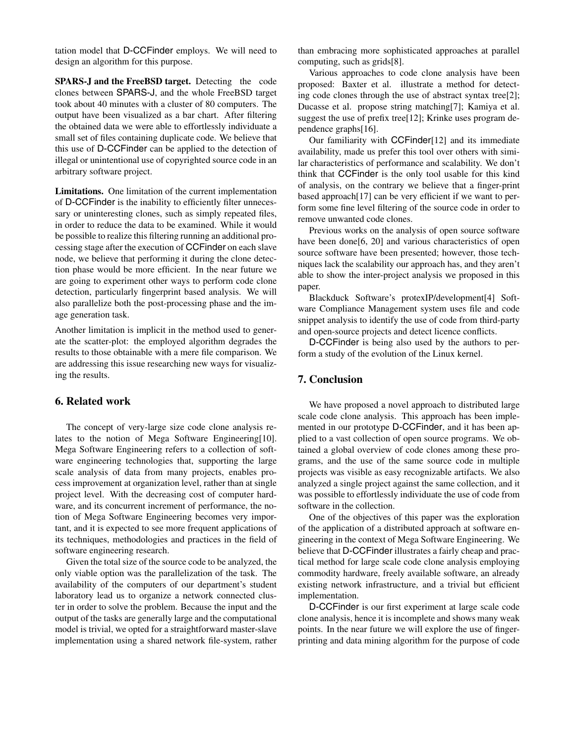tation model that D-CCFinder employs. We will need to design an algorithm for this purpose.

**SPARS-J and the FreeBSD target.** Detecting the code clones between SPARS-J, and the whole FreeBSD target took about 40 minutes with a cluster of 80 computers. The output have been visualized as a bar chart. After filtering the obtained data we were able to effortlessly individuate a small set of files containing duplicate code. We believe that this use of D-CCFinder can be applied to the detection of illegal or unintentional use of copyrighted source code in an arbitrary software project.

**Limitations.** One limitation of the current implementation of D-CCFinder is the inability to efficiently filter unnecessary or uninteresting clones, such as simply repeated files, in order to reduce the data to be examined. While it would be possible to realize this filtering running an additional processing stage after the execution of CCFinder on each slave node, we believe that performing it during the clone detection phase would be more efficient. In the near future we are going to experiment other ways to perform code clone detection, particularly fingerprint based analysis. We will also parallelize both the post-processing phase and the image generation task.

Another limitation is implicit in the method used to generate the scatter-plot: the employed algorithm degrades the results to those obtainable with a mere file comparison. We are addressing this issue researching new ways for visualizing the results.

## 6. Related work

The concept of very-large size code clone analysis relates to the notion of Mega Software Engineering[10]. Mega Software Engineering refers to a collection of software engineering technologies that, supporting the large scale analysis of data from many projects, enables process improvement at organization level, rather than at single project level. With the decreasing cost of computer hardware, and its concurrent increment of performance, the notion of Mega Software Engineering becomes very important, and it is expected to see more frequent applications of its techniques, methodologies and practices in the field of software engineering research.

Given the total size of the source code to be analyzed, the only viable option was the parallelization of the task. The availability of the computers of our department's student laboratory lead us to organize a network connected cluster in order to solve the problem. Because the input and the output of the tasks are generally large and the computational model is trivial, we opted for a straightforward master-slave implementation using a shared network file-system, rather than embracing more sophisticated approaches at parallel computing, such as grids[8].

Various approaches to code clone analysis have been proposed: Baxter et al. illustrate a method for detecting code clones through the use of abstract syntax tree[2]; Ducasse et al. propose string matching[7]; Kamiya et al. suggest the use of prefix tree[12]; Krinke uses program dependence graphs[16].

Our familiarity with CCFinder[12] and its immediate availability, made us prefer this tool over others with similar characteristics of performance and scalability. We don't think that CCFinder is the only tool usable for this kind of analysis, on the contrary we believe that a finger-print based approach[17] can be very efficient if we want to perform some fine level filtering of the source code in order to remove unwanted code clones.

Previous works on the analysis of open source software have been done[6, 20] and various characteristics of open source software have been presented; however, those techniques lack the scalability our approach has, and they aren't able to show the inter-project analysis we proposed in this paper.

Blackduck Software's protexIP/development[4] Software Compliance Management system uses file and code snippet analysis to identify the use of code from third-party and open-source projects and detect licence conflicts.

D-CCFinder is being also used by the authors to perform a study of the evolution of the Linux kernel.

## 7. Conclusion

We have proposed a novel approach to distributed large scale code clone analysis. This approach has been implemented in our prototype D-CCFinder, and it has been applied to a vast collection of open source programs. We obtained a global overview of code clones among these programs, and the use of the same source code in multiple projects was visible as easy recognizable artifacts. We also analyzed a single project against the same collection, and it was possible to effortlessly individuate the use of code from software in the collection.

One of the objectives of this paper was the exploration of the application of a distributed approach at software engineering in the context of Mega Software Engineering. We believe that D-CCFinder illustrates a fairly cheap and practical method for large scale code clone analysis employing commodity hardware, freely available software, an already existing network infrastructure, and a trivial but efficient implementation.

D-CCFinder is our first experiment at large scale code clone analysis, hence it is incomplete and shows many weak points. In the near future we will explore the use of finger-printing and data mining algorithm for the purpose of code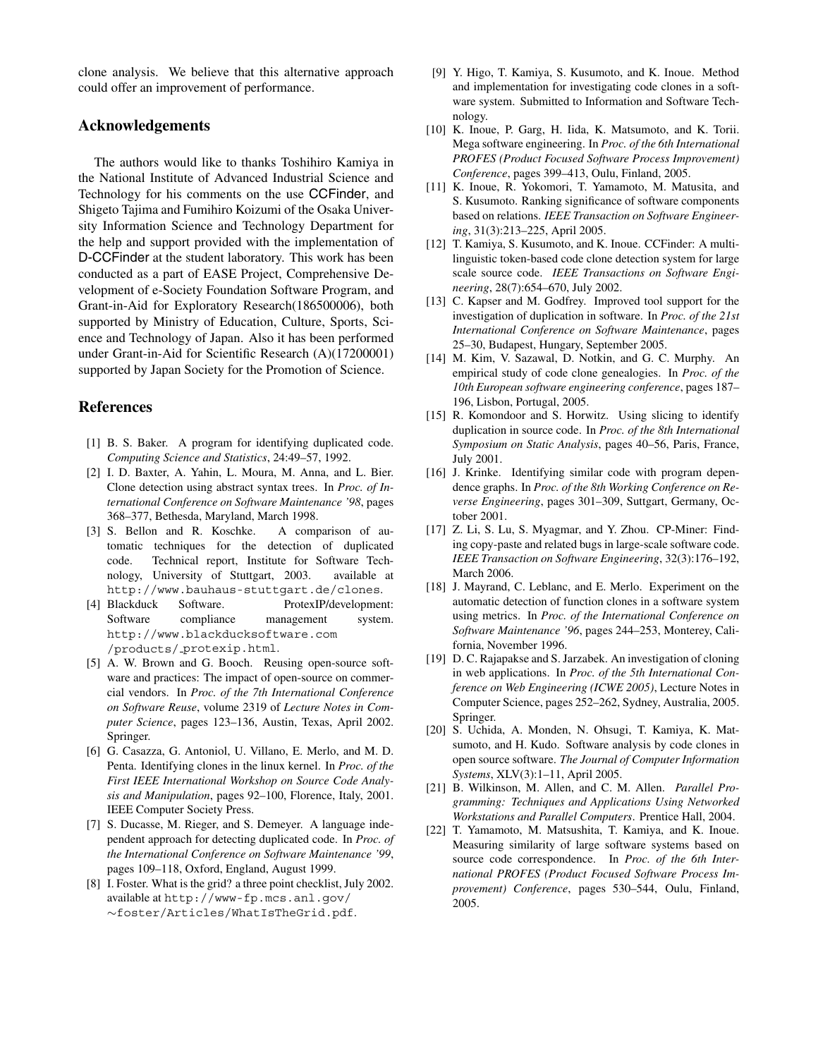clone analysis. We believe that this alternative approach could offer an improvement of performance.

## Acknowledgements

The authors would like to thanks Toshihiro Kamiya in the National Institute of Advanced Industrial Science and Technology for his comments on the use CCFinder, and Shigeto Tajima and Fumihiro Koizumi of the Osaka University Information Science and Technology Department for the help and support provided with the implementation of D-CCFinder at the student laboratory. This work has been conducted as a part of EASE Project, Comprehensive Development of e-Society Foundation Software Program, and Grant-in-Aid for Exploratory Research(186500006), both supported by Ministry of Education, Culture, Sports, Science and Technology of Japan. Also it has been performed under Grant-in-Aid for Scientific Research (A)(17200001) supported by Japan Society for the Promotion of Science.

## References

[1] B. S. Baker. A program for identifying duplicated code. *Computing Science and Statistics*, 24:49–57, 1992.

[2] I. D. Baxter, A. Yahin, L. Moura, M. Anna, and L. Bier. Clone detection using abstract syntax trees. In *Proc. of International Conference on Software Maintenance '98*, pages 368–377, Bethesda, Maryland, March 1998.

[3] S. Bellon and R. Koschke. A comparison of automatic techniques for the detection of duplicated code. Technical report, Institute for Software Technology, University of Stuttgart, 2003. available at http://www.bauhaus-stuttgart.de/clones.

[4] Blackduck Software. ProtexIP/development: Software compliance management system. http://www.blackducksoftware.com/products/_protexip.html.

[5] A. W. Brown and G. Booch. Reusing open-source software and practices: The impact of open-source on commercial vendors. In *Proc. of the 7th International Conference on Software Reuse*, volume 2319 of *Lecture Notes in Computer Science*, pages 123–136, Austin, Texas, April 2002. Springer.

[6] G. Casazza, G. Antoniol, U. Villano, E. Merlo, and M. D. Penta. Identifying clones in the linux kernel. In *Proc. of the First IEEE International Workshop on Source Code Analysis and Manipulation*, pages 92–100, Florence, Italy, 2001. IEEE Computer Society Press.

[7] S. Ducasse, M. Rieger, and S. Demeyer. A language independent approach for detecting duplicated code. In *Proc. of the International Conference on Software Maintenance '99*, pages 109–118, Oxford, England, August 1999.

[8] I. Foster. What is the grid? a three point checklist, July 2002. available at http://www-fp.mcs.anl.gov/~foster/Articles/WhatIsTheGrid.pdf.

[9] Y. Higo, T. Kamiya, S. Kusumoto, and K. Inoue. Method and implementation for investigating code clones in a software system. Submitted to Information and Software Technology.

[10] K. Inoue, P. Garg, H. Iida, K. Matsumoto, and K. Torii. Mega software engineering. In *Proc. of the 6th International PROFES (Product Focused Software Process Improvement) Conference*, pages 399–413, Oulu, Finland, 2005.

[11] K. Inoue, R. Yokomori, T. Yamamoto, M. Matusita, and S. Kusumoto. Ranking significance of software components based on relations. *IEEE Transaction on Software Engineering*, 31(3):213–225, April 2005.

[12] T. Kamiya, S. Kusumoto, and K. Inoue. CCFinder: A multilinguistic token-based code clone detection system for large scale source code. *IEEE Transactions on Software Engineering*, 28(7):654–670, July 2002.

[13] C. Kapser and M. Godfrey. Improved tool support for the investigation of duplication in software. In *Proc. of the 21st International Conference on Software Maintenance*, pages 25–30, Budapest, Hungary, September 2005.

[14] M. Kim, V. Sazawal, D. Notkin, and G. C. Murphy. An empirical study of code clone genealogies. In *Proc. of the 10th European software engineering conference*, pages 187–196, Lisbon, Portugal, 2005.

[15] R. Komondoor and S. Horwitz. Using slicing to identify duplication in source code. In *Proc. of the 8th International Symposium on Static Analysis*, pages 40–56, Paris, France, July 2001.

[16] J. Krinke. Identifying similar code with program dependence graphs. In *Proc. of the 8th Working Conference on Reverse Engineering*, pages 301–309, Suttgart, Germany, October 2001.

[17] Z. Li, S. Lu, S. Myagmar, and Y. Zhou. CP-Miner: Finding copy-paste and related bugs in large-scale software code. *IEEE Transaction on Software Engineering*, 32(3):176–192, March 2006.

[18] J. Mayrand, C. Leblanc, and E. Merlo. Experiment on the automatic detection of function clones in a software system using metrics. In *Proc. of the International Conference on Software Maintenance '96*, pages 244–253, Monterey, California, November 1996.

[19] D. C. Rajapakse and S. Jarzabek. An investigation of cloning in web applications. In *Proc. of the 5th International Conference on Web Engineering (ICWE 2005)*, Lecture Notes in Computer Science, pages 252–262, Sydney, Australia, 2005. Springer.

[20] S. Uchida, A. Monden, N. Ohsugi, T. Kamiya, K. Matsumoto, and H. Kudo. Software analysis by code clones in open source software. *The Journal of Computer Information Systems*, XLV(3):1–11, April 2005.

[21] B. Wilkinson, M. Allen, and C. M. Allen. *Parallel Programming: Techniques and Applications Using Networked Workstations and Parallel Computers*. Prentice Hall, 2004.

[22] T. Yamamoto, M. Matsushita, T. Kamiya, and K. Inoue. Measuring similarity of large software systems based on source code correspondence. In *Proc. of the 6th International PROFES (Product Focused Software Process Improvement) Conference*, pages 530–544, Oulu, Finland, 2005.